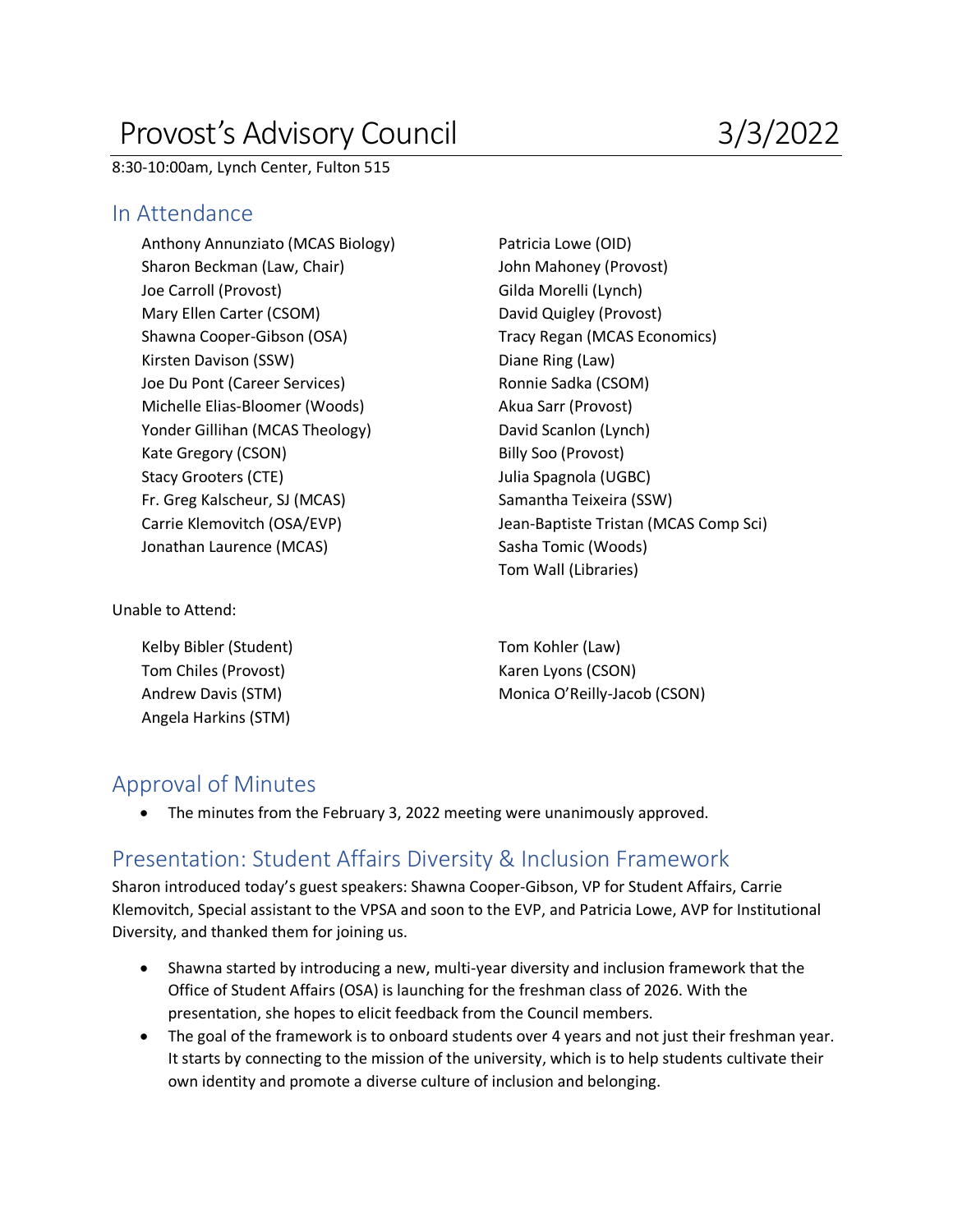# Provost's Advisory Council 3/3/2022

8:30-10:00am, Lynch Center, Fulton 515

## In Attendance

- Anthony Annunziato (MCAS Biology)
- Sharon Beckman (Law, Chair)
- Joe Carroll (Provost)
- Mary Ellen Carter (CSOM)
- Shawna Cooper-Gibson (OSA)
- Kirsten Davison (SSW)
- Joe Du Pont (Career Services)
- Michelle Elias-Bloomer (Woods)
- Yonder Gillihan (MCAS Theology)
- Kate Gregory (CSON)
- Stacy Grooters (CTE)
- Fr. Greg Kalscheur, SJ (MCAS)
- Carrie Klemovitch (OSA/EVP)
- Jonathan Laurence (MCAS)
- Patricia Lowe (OID)
- John Mahoney (Provost)
- Gilda Morelli (Lynch)
- David Quigley (Provost)
- Tracy Regan (MCAS Economics)
- Diane Ring (Law)
- Ronnie Sadka (CSOM)
- Akua Sarr (Provost)
- David Scanlon (Lynch)
- Billy Soo (Provost)
- Julia Spagnola (UGBC)
- Samantha Teixeira (SSW)
- Jean-Baptiste Tristan (MCAS Comp Sci)
- Sasha Tomic (Woods)
- Tom Wall (Libraries)

Unable to Attend:

- Kelby Bibler (Student)
- Tom Chiles (Provost)
- Andrew Davis (STM)
- Angela Harkins (STM)
- Tom Kohler (Law)
- Karen Lyons (CSON)
- Monica O'Reilly-Jacob (CSON)

## Approval of Minutes

- The minutes from the February 3, 2022 meeting were unanimously approved.

## Presentation: Student Affairs Diversity & Inclusion Framework

Sharon introduced today's guest speakers: Shawna Cooper-Gibson, VP for Student Affairs, Carrie Klemovitch, Special assistant to the VPSA and soon to the EVP, and Patricia Lowe, AVP for Institutional Diversity, and thanked them for joining us.

- Shawna started by introducing a new, multi-year diversity and inclusion framework that the Office of Student Affairs (OSA) is launching for the freshman class of 2026. With the presentation, she hopes to elicit feedback from the Council members.
- The goal of the framework is to onboard students over 4 years and not just their freshman year. It starts by connecting to the mission of the university, which is to help students cultivate their own identity and promote a diverse culture of inclusion and belonging.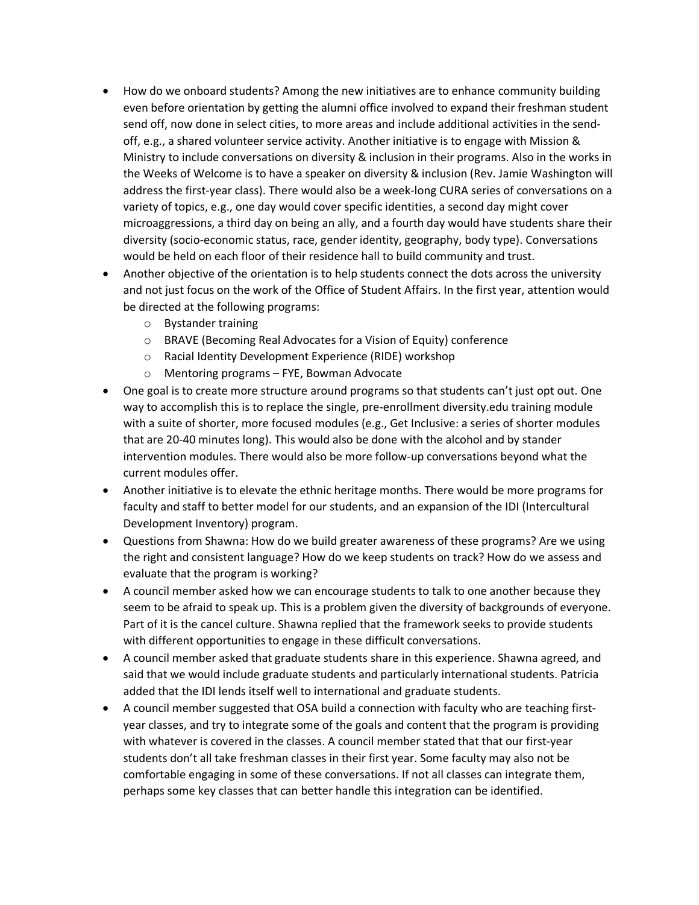- How do we onboard students? Among the new initiatives are to enhance community building even before orientation by getting the alumni office involved to expand their freshman student send off, now done in select cities, to more areas and include additional activities in the send-off, e.g., a shared volunteer service activity. Another initiative is to engage with Mission & Ministry to include conversations on diversity & inclusion in their programs. Also in the works in the Weeks of Welcome is to have a speaker on diversity & inclusion (Rev. Jamie Washington will address the first-year class). There would also be a week-long CURA series of conversations on a variety of topics, e.g., one day would cover specific identities, a second day might cover microaggressions, a third day on being an ally, and a fourth day would have students share their diversity (socio-economic status, race, gender identity, geography, body type). Conversations would be held on each floor of their residence hall to build community and trust.
- Another objective of the orientation is to help students connect the dots across the university and not just focus on the work of the Office of Student Affairs. In the first year, attention would be directed at the following programs:
    - Bystander training
    - BRAVE (Becoming Real Advocates for a Vision of Equity) conference
    - Racial Identity Development Experience (RIDE) workshop
    - Mentoring programs – FYE, Bowman Advocate
- One goal is to create more structure around programs so that students can't just opt out. One way to accomplish this is to replace the single, pre-enrollment diversity.edu training module with a suite of shorter, more focused modules (e.g., Get Inclusive: a series of shorter modules that are 20-40 minutes long). This would also be done with the alcohol and by stander intervention modules. There would also be more follow-up conversations beyond what the current modules offer.
- Another initiative is to elevate the ethnic heritage months. There would be more programs for faculty and staff to better model for our students, and an expansion of the IDI (Intercultural Development Inventory) program.
- Questions from Shawna: How do we build greater awareness of these programs? Are we using the right and consistent language? How do we keep students on track? How do we assess and evaluate that the program is working?
- A council member asked how we can encourage students to talk to one another because they seem to be afraid to speak up. This is a problem given the diversity of backgrounds of everyone. Part of it is the cancel culture. Shawna replied that the framework seeks to provide students with different opportunities to engage in these difficult conversations.
- A council member asked that graduate students share in this experience. Shawna agreed, and said that we would include graduate students and particularly international students. Patricia added that the IDI lends itself well to international and graduate students.
- A council member suggested that OSA build a connection with faculty who are teaching first-year classes, and try to integrate some of the goals and content that the program is providing with whatever is covered in the classes. A council member stated that that our first-year students don't all take freshman classes in their first year. Some faculty may also not be comfortable engaging in some of these conversations. If not all classes can integrate them, perhaps some key classes that can better handle this integration can be identified.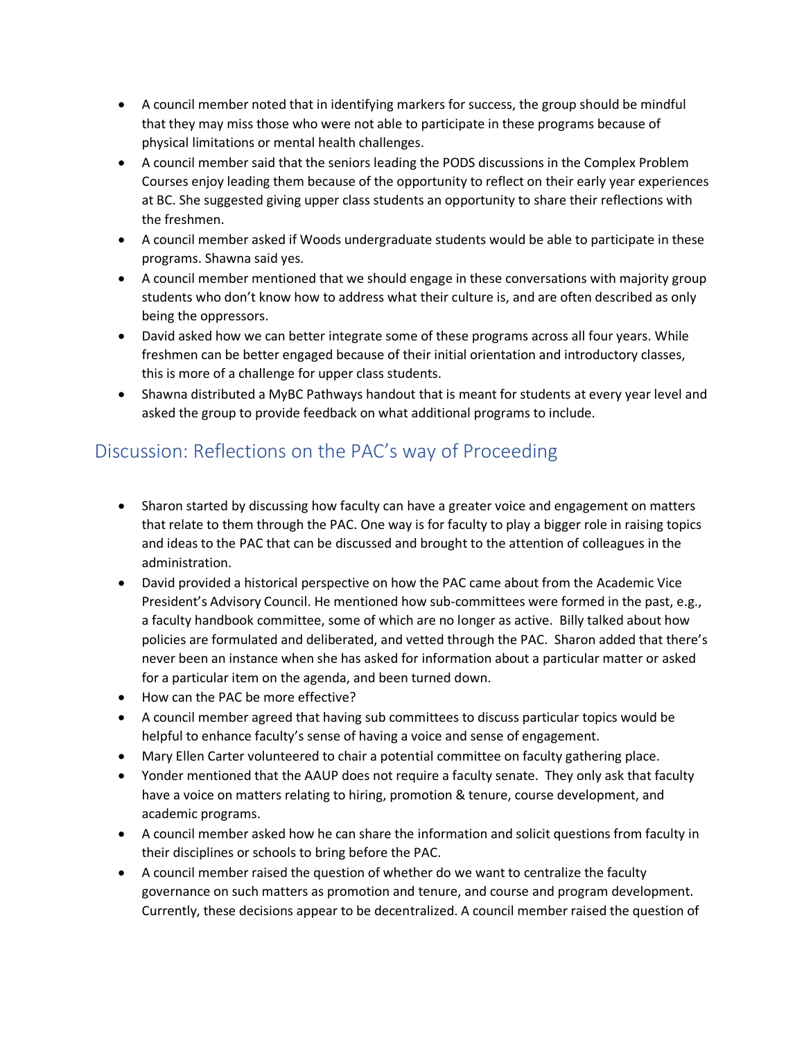- A council member noted that in identifying markers for success, the group should be mindful that they may miss those who were not able to participate in these programs because of physical limitations or mental health challenges.
- A council member said that the seniors leading the PODS discussions in the Complex Problem Courses enjoy leading them because of the opportunity to reflect on their early year experiences at BC. She suggested giving upper class students an opportunity to share their reflections with the freshmen.
- A council member asked if Woods undergraduate students would be able to participate in these programs. Shawna said yes.
- A council member mentioned that we should engage in these conversations with majority group students who don't know how to address what their culture is, and are often described as only being the oppressors.
- David asked how we can better integrate some of these programs across all four years. While freshmen can be better engaged because of their initial orientation and introductory classes, this is more of a challenge for upper class students.
- Shawna distributed a MyBC Pathways handout that is meant for students at every year level and asked the group to provide feedback on what additional programs to include.

## Discussion: Reflections on the PAC's way of Proceeding

- Sharon started by discussing how faculty can have a greater voice and engagement on matters that relate to them through the PAC. One way is for faculty to play a bigger role in raising topics and ideas to the PAC that can be discussed and brought to the attention of colleagues in the administration.
- David provided a historical perspective on how the PAC came about from the Academic Vice President's Advisory Council. He mentioned how sub-committees were formed in the past, e.g., a faculty handbook committee, some of which are no longer as active. Billy talked about how policies are formulated and deliberated, and vetted through the PAC. Sharon added that there's never been an instance when she has asked for information about a particular matter or asked for a particular item on the agenda, and been turned down.
- How can the PAC be more effective?
- A council member agreed that having sub committees to discuss particular topics would be helpful to enhance faculty's sense of having a voice and sense of engagement.
- Mary Ellen Carter volunteered to chair a potential committee on faculty gathering place.
- Yonder mentioned that the AAUP does not require a faculty senate. They only ask that faculty have a voice on matters relating to hiring, promotion & tenure, course development, and academic programs.
- A council member asked how he can share the information and solicit questions from faculty in their disciplines or schools to bring before the PAC.
- A council member raised the question of whether do we want to centralize the faculty governance on such matters as promotion and tenure, and course and program development. Currently, these decisions appear to be decentralized. A council member raised the question of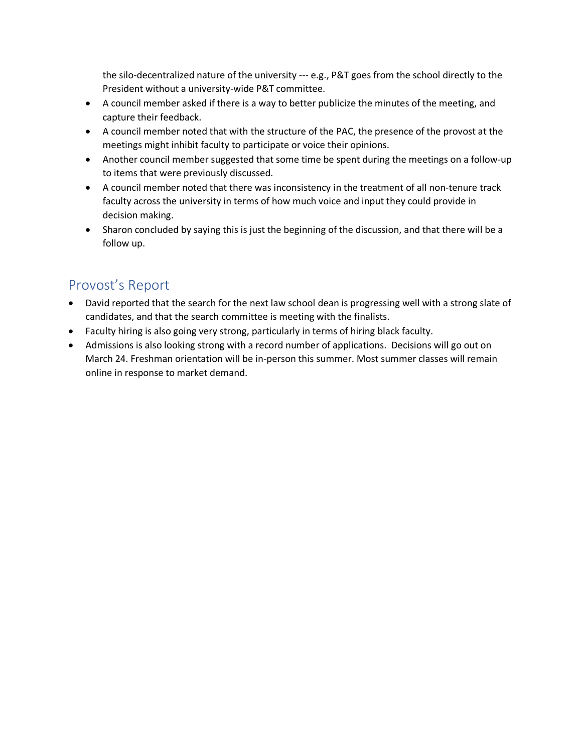the silo-decentralized nature of the university --- e.g., P&T goes from the school directly to the President without a university-wide P&T committee.

- A council member asked if there is a way to better publicize the minutes of the meeting, and capture their feedback.
- A council member noted that with the structure of the PAC, the presence of the provost at the meetings might inhibit faculty to participate or voice their opinions.
- Another council member suggested that some time be spent during the meetings on a follow-up to items that were previously discussed.
- A council member noted that there was inconsistency in the treatment of all non-tenure track faculty across the university in terms of how much voice and input they could provide in decision making.
- Sharon concluded by saying this is just the beginning of the discussion, and that there will be a follow up.

## Provost's Report

- David reported that the search for the next law school dean is progressing well with a strong slate of candidates, and that the search committee is meeting with the finalists.
- Faculty hiring is also going very strong, particularly in terms of hiring black faculty.
- Admissions is also looking strong with a record number of applications. Decisions will go out on March 24. Freshman orientation will be in-person this summer. Most summer classes will remain online in response to market demand.